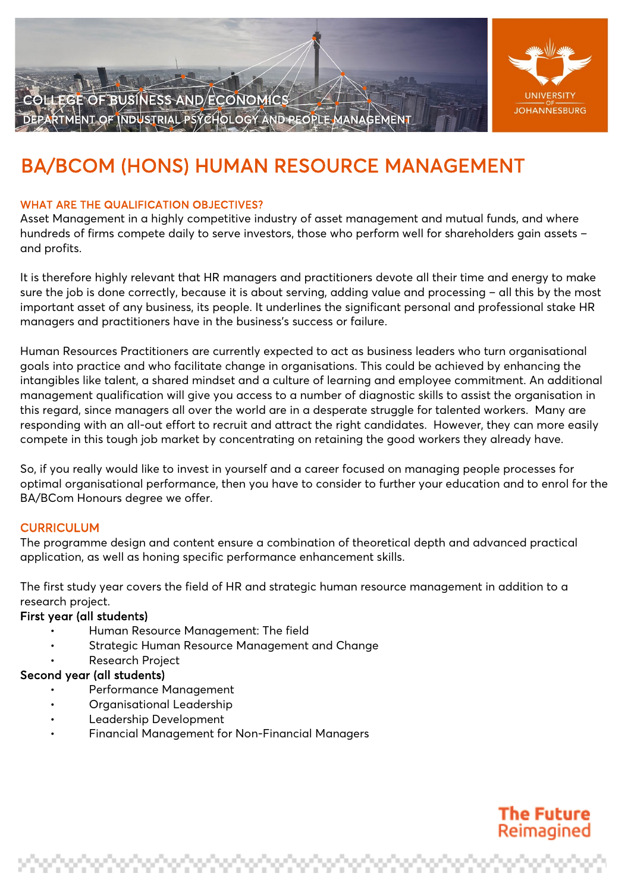COLLEGE OF BUSINESS AND ECONOMICS

DEPARTMENT OF INDUSTRIAL PSYCHOLOGY AND PEOPLE MANAGEMENT

UNIVERSITY OF JOHANNESBURG

# BA/BCOM (HONS) HUMAN RESOURCE MANAGEMENT

## WHAT ARE THE QUALIFICATION OBJECTIVES?

Asset Management in a highly competitive industry of asset management and mutual funds, and where hundreds of firms compete daily to serve investors, those who perform well for shareholders gain assets – and profits.

It is therefore highly relevant that HR managers and practitioners devote all their time and energy to make sure the job is done correctly, because it is about serving, adding value and processing – all this by the most important asset of any business, its people. It underlines the significant personal and professional stake HR managers and practitioners have in the business's success or failure.

Human Resources Practitioners are currently expected to act as business leaders who turn organisational goals into practice and who facilitate change in organisations. This could be achieved by enhancing the intangibles like talent, a shared mindset and a culture of learning and employee commitment. An additional management qualification will give you access to a number of diagnostic skills to assist the organisation in this regard, since managers all over the world are in a desperate struggle for talented workers. Many are responding with an all-out effort to recruit and attract the right candidates. However, they can more easily compete in this tough job market by concentrating on retaining the good workers they already have.

So, if you really would like to invest in yourself and a career focused on managing people processes for optimal organisational performance, then you have to consider to further your education and to enrol for the BA/BCom Honours degree we offer.

## CURRICULUM

The programme design and content ensure a combination of theoretical depth and advanced practical application, as well as honing specific performance enhancement skills.

The first study year covers the field of HR and strategic human resource management in addition to a research project.

**First year (all students)**

- Human Resource Management: The field
- Strategic Human Resource Management and Change
- Research Project

**Second year (all students)**

- Performance Management
- Organisational Leadership
- Leadership Development
- Financial Management for Non-Financial Managers

The Future Reimagined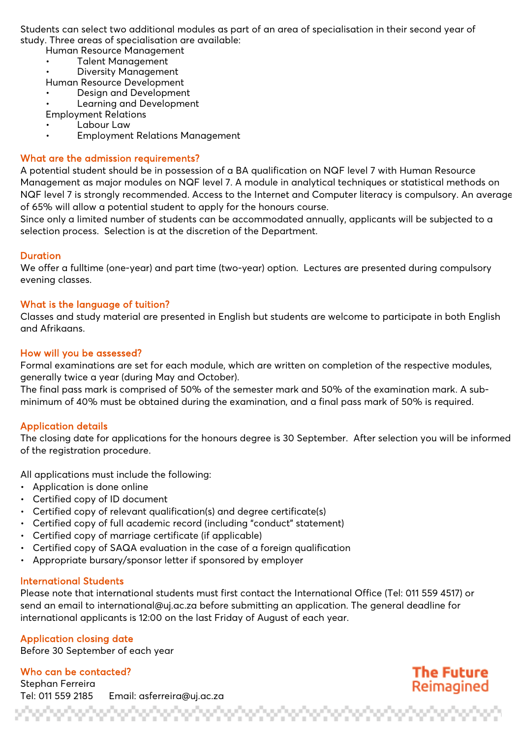Students can select two additional modules as part of an area of specialisation in their second year of study. Three areas of specialisation are available:

Human Resource Management

- Talent Management
- Diversity Management

Human Resource Development

- Design and Development
- Learning and Development

Employment Relations

- Labour Law
- Employment Relations Management

## What are the admission requirements?

A potential student should be in possession of a BA qualification on NQF level 7 with Human Resource Management as major modules on NQF level 7. A module in analytical techniques or statistical methods on NQF level 7 is strongly recommended. Access to the Internet and Computer literacy is compulsory. An average of 65% will allow a potential student to apply for the honours course.

Since only a limited number of students can be accommodated annually, applicants will be subjected to a selection process. Selection is at the discretion of the Department.

## Duration

We offer a fulltime (one-year) and part time (two-year) option. Lectures are presented during compulsory evening classes.

## What is the language of tuition?

Classes and study material are presented in English but students are welcome to participate in both English and Afrikaans.

## How will you be assessed?

Formal examinations are set for each module, which are written on completion of the respective modules, generally twice a year (during May and October).

The final pass mark is comprised of 50% of the semester mark and 50% of the examination mark. A sub-minimum of 40% must be obtained during the examination, and a final pass mark of 50% is required.

## Application details

The closing date for applications for the honours degree is 30 September. After selection you will be informed of the registration procedure.

All applications must include the following:

- Application is done online
- Certified copy of ID document
- Certified copy of relevant qualification(s) and degree certificate(s)
- Certified copy of full academic record (including "conduct" statement)
- Certified copy of marriage certificate (if applicable)
- Certified copy of SAQA evaluation in the case of a foreign qualification
- Appropriate bursary/sponsor letter if sponsored by employer

## International Students

Please note that international students must first contact the International Office (Tel: 011 559 4517) or send an email to international@uj.ac.za before submitting an application. The general deadline for international applicants is 12:00 on the last Friday of August of each year.

## Application closing date

Before 30 September of each year

## Who can be contacted?

Stephan Ferreira
Tel: 011 559 2185    Email: asferreira@uj.ac.za

The Future Reimagined